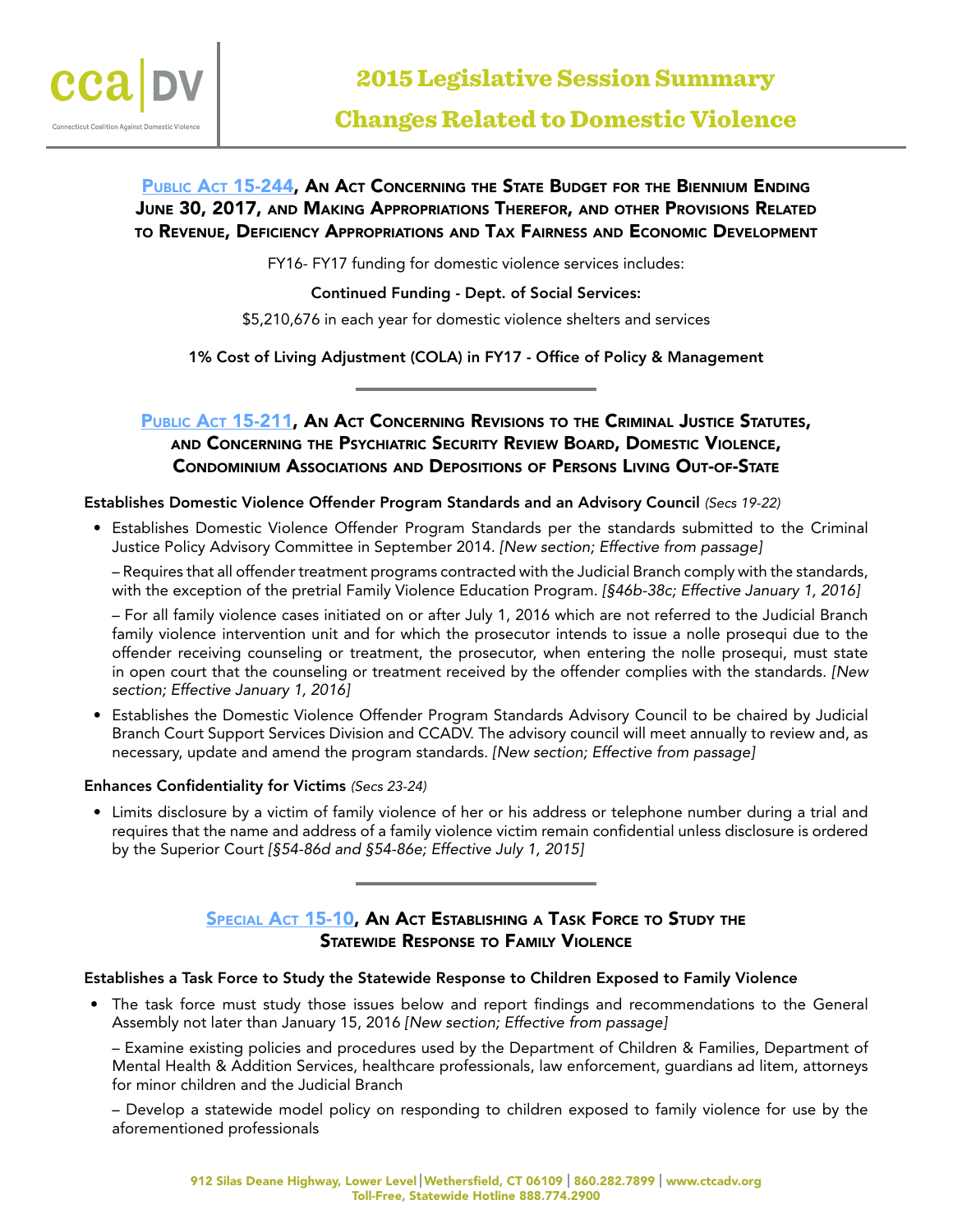cca | DV

Connecticut Coalition Against Domestic Violence

# 2015 Legislative Session Summary

# Changes Related to Domestic Violence

## Public Act 15-244, An Act Concerning the State Budget for the Biennium Ending June 30, 2017, and Making Appropriations Therefor, and other Provisions Related to Revenue, Deficiency Appropriations and Tax Fairness and Economic Development

FY16- FY17 funding for domestic violence services includes:

**Continued Funding - Dept. of Social Services:**

$5,210,676 in each year for domestic violence shelters and services

**1% Cost of Living Adjustment (COLA) in FY17 - Office of Policy & Management**

---

## Public Act 15-211, An Act Concerning Revisions to the Criminal Justice Statutes, and Concerning the Psychiatric Security Review Board, Domestic Violence, Condominium Associations and Depositions of Persons Living Out-of-State

**Establishes Domestic Violence Offender Program Standards and an Advisory Council** *(Secs 19-22)*

- Establishes Domestic Violence Offender Program Standards per the standards submitted to the Criminal Justice Policy Advisory Committee in September 2014. *[New section; Effective from passage]*

  – Requires that all offender treatment programs contracted with the Judicial Branch comply with the standards, with the exception of the pretrial Family Violence Education Program. *[§46b-38c; Effective January 1, 2016]*

  – For all family violence cases initiated on or after July 1, 2016 which are not referred to the Judicial Branch family violence intervention unit and for which the prosecutor intends to issue a nolle prosequi due to the offender receiving counseling or treatment, the prosecutor, when entering the nolle prosequi, must state in open court that the counseling or treatment received by the offender complies with the standards. *[New section; Effective January 1, 2016]*

- Establishes the Domestic Violence Offender Program Standards Advisory Council to be chaired by Judicial Branch Court Support Services Division and CCADV. The advisory council will meet annually to review and, as necessary, update and amend the program standards. *[New section; Effective from passage]*

**Enhances Confidentiality for Victims** *(Secs 23-24)*

- Limits disclosure by a victim of family violence of her or his address or telephone number during a trial and requires that the name and address of a family violence victim remain confidential unless disclosure is ordered by the Superior Court *[§54-86d and §54-86e; Effective July 1, 2015]*

---

## Special Act 15-10, An Act Establishing a Task Force to Study the Statewide Response to Family Violence

**Establishes a Task Force to Study the Statewide Response to Children Exposed to Family Violence**

- The task force must study those issues below and report findings and recommendations to the General Assembly not later than January 15, 2016 *[New section; Effective from passage]*

  – Examine existing policies and procedures used by the Department of Children & Families, Department of Mental Health & Addition Services, healthcare professionals, law enforcement, guardians ad litem, attorneys for minor children and the Judicial Branch

  – Develop a statewide model policy on responding to children exposed to family violence for use by the aforementioned professionals

912 Silas Deane Highway, Lower Level | Wethersfield, CT 06109 | 860.282.7899 | www.ctcadv.org
Toll-Free, Statewide Hotline 888.774.2900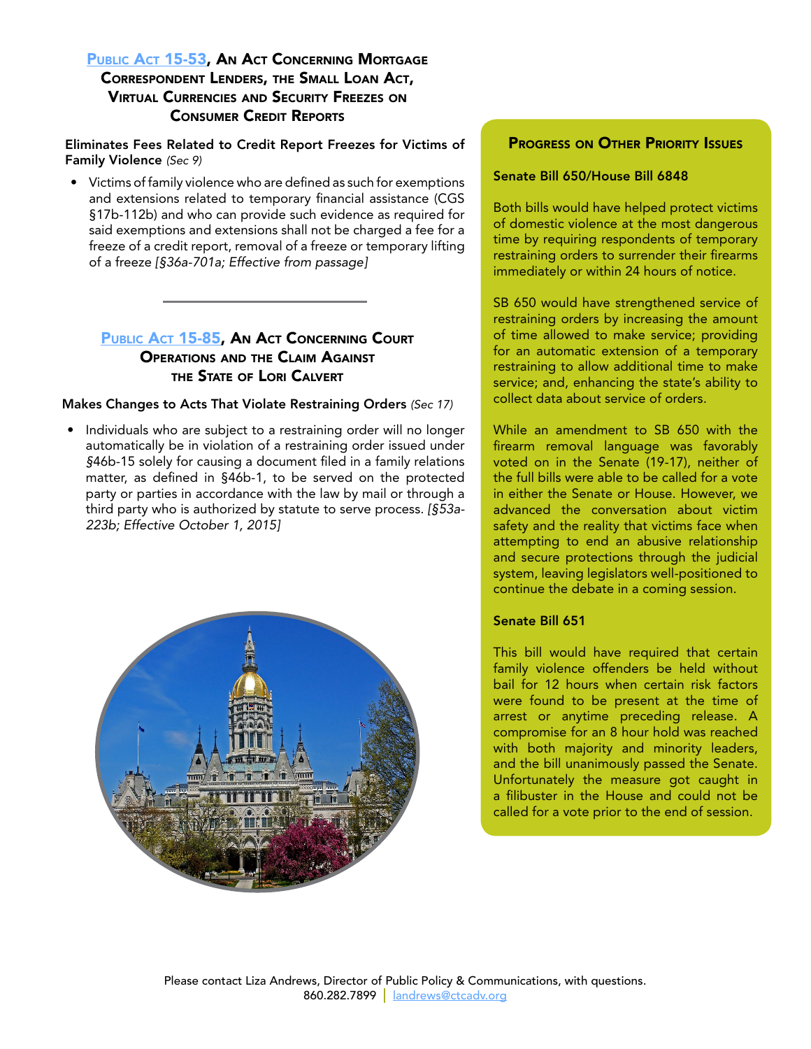## Public Act 15-53, An Act Concerning Mortgage Correspondent Lenders, the Small Loan Act, Virtual Currencies and Security Freezes on Consumer Credit Reports

**Eliminates Fees Related to Credit Report Freezes for Victims of Family Violence** *(Sec 9)*

- Victims of family violence who are defined as such for exemptions and extensions related to temporary financial assistance (CGS §17b-112b) and who can provide such evidence as required for said exemptions and extensions shall not be charged a fee for a freeze of a credit report, removal of a freeze or temporary lifting of a freeze *[§36a-701a; Effective from passage]*

---

## Public Act 15-85, An Act Concerning Court Operations and the Claim Against the State of Lori Calvert

**Makes Changes to Acts That Violate Restraining Orders** *(Sec 17)*

- Individuals who are subject to a restraining order will no longer automatically be in violation of a restraining order issued under §46b-15 solely for causing a document filed in a family relations matter, as defined in §46b-1, to be served on the protected party or parties in accordance with the law by mail or through a third party who is authorized by statute to serve process. *[§53a-223b; Effective October 1, 2015]*

## Progress on Other Priority Issues

**Senate Bill 650/House Bill 6848**

Both bills would have helped protect victims of domestic violence at the most dangerous time by requiring respondents of temporary restraining orders to surrender their firearms immediately or within 24 hours of notice.

SB 650 would have strengthened service of restraining orders by increasing the amount of time allowed to make service; providing for an automatic extension of a temporary restraining to allow additional time to make service; and, enhancing the state's ability to collect data about service of orders.

While an amendment to SB 650 with the firearm removal language was favorably voted on in the Senate (19-17), neither of the full bills were able to be called for a vote in either the Senate or House. However, we advanced the conversation about victim safety and the reality that victims face when attempting to end an abusive relationship and secure protections through the judicial system, leaving legislators well-positioned to continue the debate in a coming session.

**Senate Bill 651**

This bill would have required that certain family violence offenders be held without bail for 12 hours when certain risk factors were found to be present at the time of arrest or anytime preceding release. A compromise for an 8 hour hold was reached with both majority and minority leaders, and the bill unanimously passed the Senate. Unfortunately the measure got caught in a filibuster in the House and could not be called for a vote prior to the end of session.

Please contact Liza Andrews, Director of Public Policy & Communications, with questions.
860.282.7899 | landrews@ctcadv.org